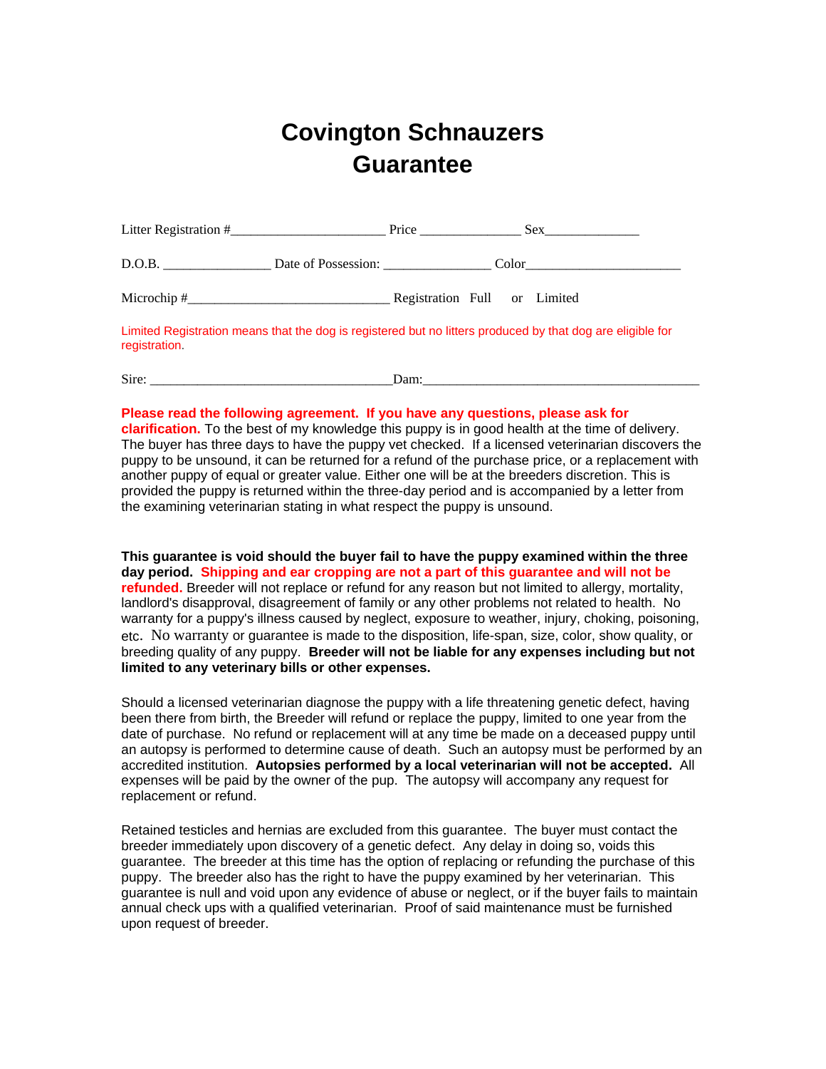# Covington Schnauzers
# Guarantee

Litter Registration #______________________ Price _______________ Sex______________

D.O.B. ________________ Date of Possession: ________________ Color_______________________

Microchip #______________________________ Registration Full or Limited

Limited Registration means that the dog is registered but no litters produced by that dog are eligible for registration.

Sire: ____________________________________Dam:__________________________________________

**Please read the following agreement. If you have any questions, please ask for clarification.** To the best of my knowledge this puppy is in good health at the time of delivery. The buyer has three days to have the puppy vet checked. If a licensed veterinarian discovers the puppy to be unsound, it can be returned for a refund of the purchase price, or a replacement with another puppy of equal or greater value. Either one will be at the breeders discretion. This is provided the puppy is returned within the three-day period and is accompanied by a letter from the examining veterinarian stating in what respect the puppy is unsound.

**This guarantee is void should the buyer fail to have the puppy examined within the three day period. Shipping and ear cropping are not a part of this guarantee and will not be refunded.** Breeder will not replace or refund for any reason but not limited to allergy, mortality, landlord's disapproval, disagreement of family or any other problems not related to health. No warranty for a puppy's illness caused by neglect, exposure to weather, injury, choking, poisoning, etc. No warranty or guarantee is made to the disposition, life-span, size, color, show quality, or breeding quality of any puppy. **Breeder will not be liable for any expenses including but not limited to any veterinary bills or other expenses.**

Should a licensed veterinarian diagnose the puppy with a life threatening genetic defect, having been there from birth, the Breeder will refund or replace the puppy, limited to one year from the date of purchase. No refund or replacement will at any time be made on a deceased puppy until an autopsy is performed to determine cause of death. Such an autopsy must be performed by an accredited institution. **Autopsies performed by a local veterinarian will not be accepted.** All expenses will be paid by the owner of the pup. The autopsy will accompany any request for replacement or refund.

Retained testicles and hernias are excluded from this guarantee. The buyer must contact the breeder immediately upon discovery of a genetic defect. Any delay in doing so, voids this guarantee. The breeder at this time has the option of replacing or refunding the purchase of this puppy. The breeder also has the right to have the puppy examined by her veterinarian. This guarantee is null and void upon any evidence of abuse or neglect, or if the buyer fails to maintain annual check ups with a qualified veterinarian. Proof of said maintenance must be furnished upon request of breeder.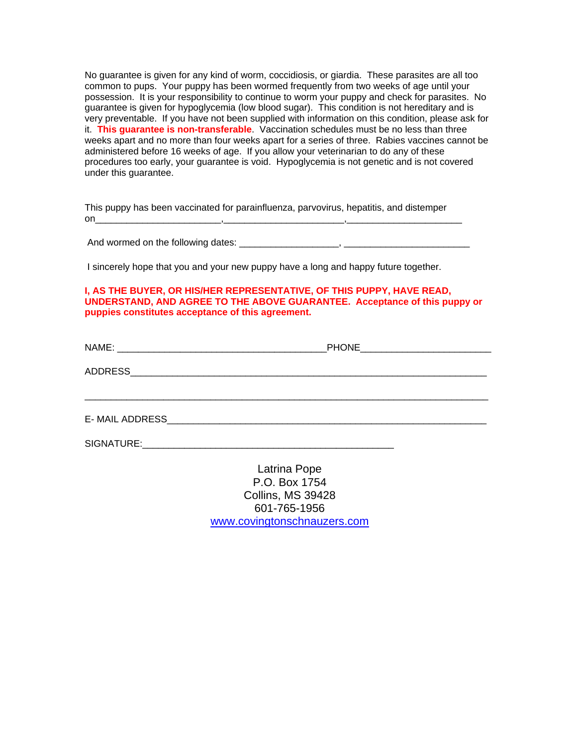No guarantee is given for any kind of worm, coccidiosis, or giardia. These parasites are all too common to pups. Your puppy has been wormed frequently from two weeks of age until your possession. It is your responsibility to continue to worm your puppy and check for parasites. No guarantee is given for hypoglycemia (low blood sugar). This condition is not hereditary and is very preventable. If you have not been supplied with information on this condition, please ask for it. **This guarantee is non-transferable**. Vaccination schedules must be no less than three weeks apart and no more than four weeks apart for a series of three. Rabies vaccines cannot be administered before 16 weeks of age. If you allow your veterinarian to do any of these procedures too early, your guarantee is void. Hypoglycemia is not genetic and is not covered under this guarantee.

This puppy has been vaccinated for parainfluenza, parvovirus, hepatitis, and distemper on________________________,______________________,______________________

And wormed on the following dates: ___________________, ________________________

I sincerely hope that you and your new puppy have a long and happy future together.

**I, AS THE BUYER, OR HIS/HER REPRESENTATIVE, OF THIS PUPPY, HAVE READ, UNDERSTAND, AND AGREE TO THE ABOVE GUARANTEE. Acceptance of this puppy or puppies constitutes acceptance of this agreement.**

NAME: ________________________________________PHONE_________________________

ADDRESS____________________________________________________________________

___________________________________________________________________________

E- MAIL ADDRESS_____________________________________________________________

SIGNATURE:_______________________________________________

Latrina Pope
P.O. Box 1754
Collins, MS 39428
601-765-1956
www.covingtonschnauzers.com